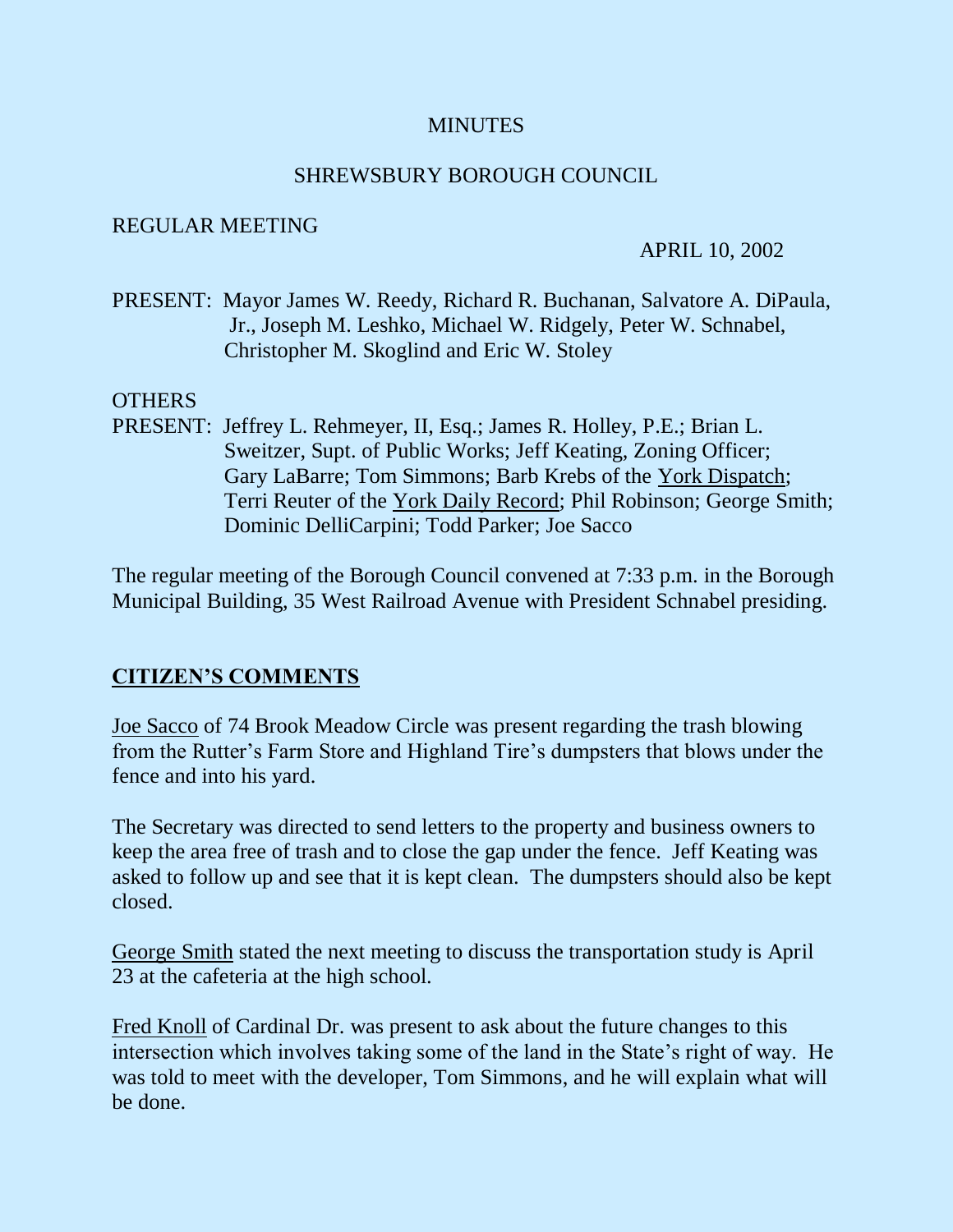MINUTES

SHREWSBURY BOROUGH COUNCIL

REGULAR MEETING

APRIL 10, 2002

PRESENT: Mayor James W. Reedy, Richard R. Buchanan, Salvatore A. DiPaula, Jr., Joseph M. Leshko, Michael W. Ridgely, Peter W. Schnabel, Christopher M. Skoglind and Eric W. Stoley

OTHERS PRESENT: Jeffrey L. Rehmeyer, II, Esq.; James R. Holley, P.E.; Brian L. Sweitzer, Supt. of Public Works; Jeff Keating, Zoning Officer; Gary LaBarre; Tom Simmons; Barb Krebs of the York Dispatch; Terri Reuter of the York Daily Record; Phil Robinson; George Smith; Dominic DelliCarpini; Todd Parker; Joe Sacco

The regular meeting of the Borough Council convened at 7:33 p.m. in the Borough Municipal Building, 35 West Railroad Avenue with President Schnabel presiding.

## CITIZEN'S COMMENTS

Joe Sacco of 74 Brook Meadow Circle was present regarding the trash blowing from the Rutter's Farm Store and Highland Tire's dumpsters that blows under the fence and into his yard.

The Secretary was directed to send letters to the property and business owners to keep the area free of trash and to close the gap under the fence. Jeff Keating was asked to follow up and see that it is kept clean. The dumpsters should also be kept closed.

George Smith stated the next meeting to discuss the transportation study is April 23 at the cafeteria at the high school.

Fred Knoll of Cardinal Dr. was present to ask about the future changes to this intersection which involves taking some of the land in the State's right of way. He was told to meet with the developer, Tom Simmons, and he will explain what will be done.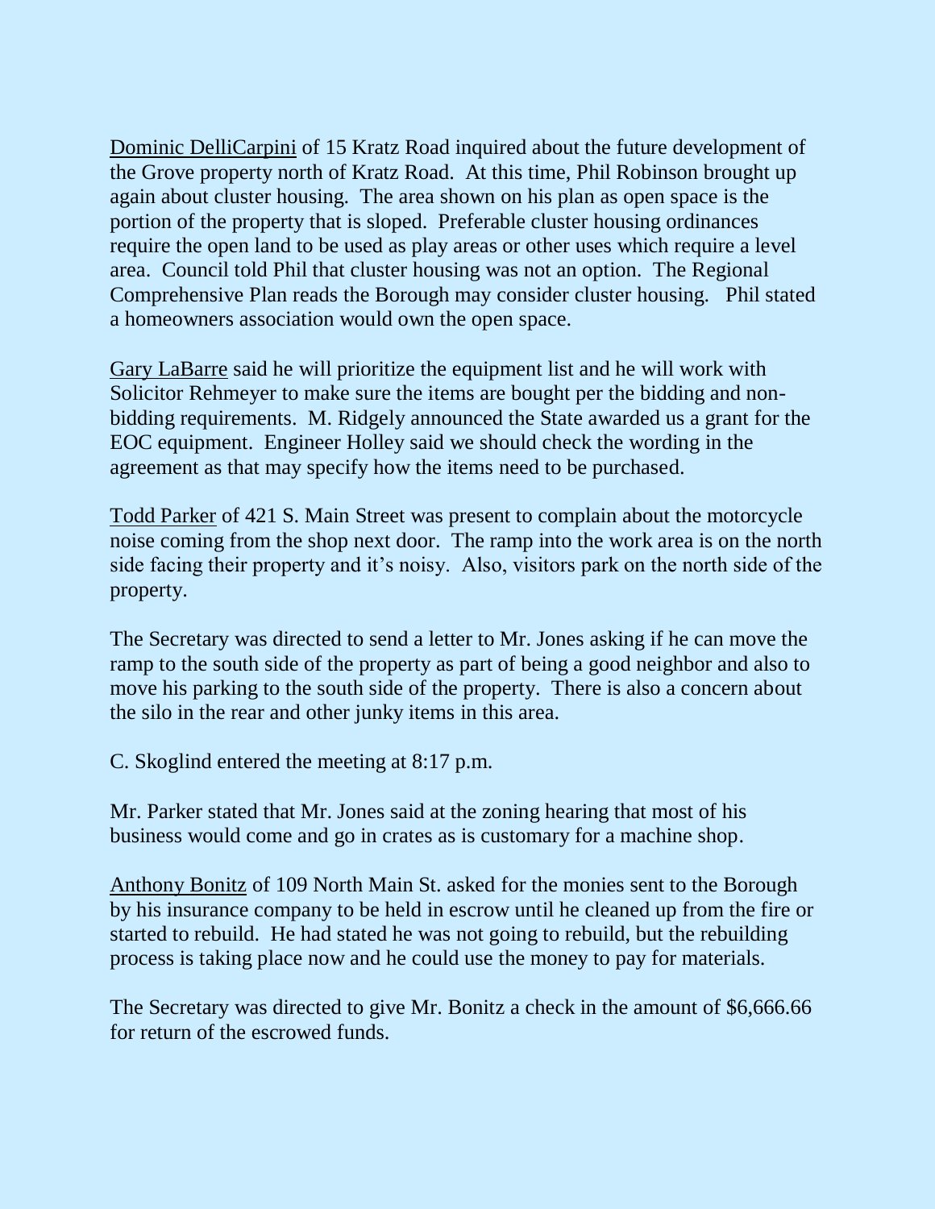<u>Dominic DelliCarpini</u> of 15 Kratz Road inquired about the future development of the Grove property north of Kratz Road. At this time, Phil Robinson brought up again about cluster housing. The area shown on his plan as open space is the portion of the property that is sloped. Preferable cluster housing ordinances require the open land to be used as play areas or other uses which require a level area. Council told Phil that cluster housing was not an option. The Regional Comprehensive Plan reads the Borough may consider cluster housing. Phil stated a homeowners association would own the open space.

<u>Gary LaBarre</u> said he will prioritize the equipment list and he will work with Solicitor Rehmeyer to make sure the items are bought per the bidding and non-bidding requirements. M. Ridgely announced the State awarded us a grant for the EOC equipment. Engineer Holley said we should check the wording in the agreement as that may specify how the items need to be purchased.

<u>Todd Parker</u> of 421 S. Main Street was present to complain about the motorcycle noise coming from the shop next door. The ramp into the work area is on the north side facing their property and it's noisy. Also, visitors park on the north side of the property.

The Secretary was directed to send a letter to Mr. Jones asking if he can move the ramp to the south side of the property as part of being a good neighbor and also to move his parking to the south side of the property. There is also a concern about the silo in the rear and other junky items in this area.

C. Skoglind entered the meeting at 8:17 p.m.

Mr. Parker stated that Mr. Jones said at the zoning hearing that most of his business would come and go in crates as is customary for a machine shop.

<u>Anthony Bonitz</u> of 109 North Main St. asked for the monies sent to the Borough by his insurance company to be held in escrow until he cleaned up from the fire or started to rebuild. He had stated he was not going to rebuild, but the rebuilding process is taking place now and he could use the money to pay for materials.

The Secretary was directed to give Mr. Bonitz a check in the amount of $6,666.66 for return of the escrowed funds.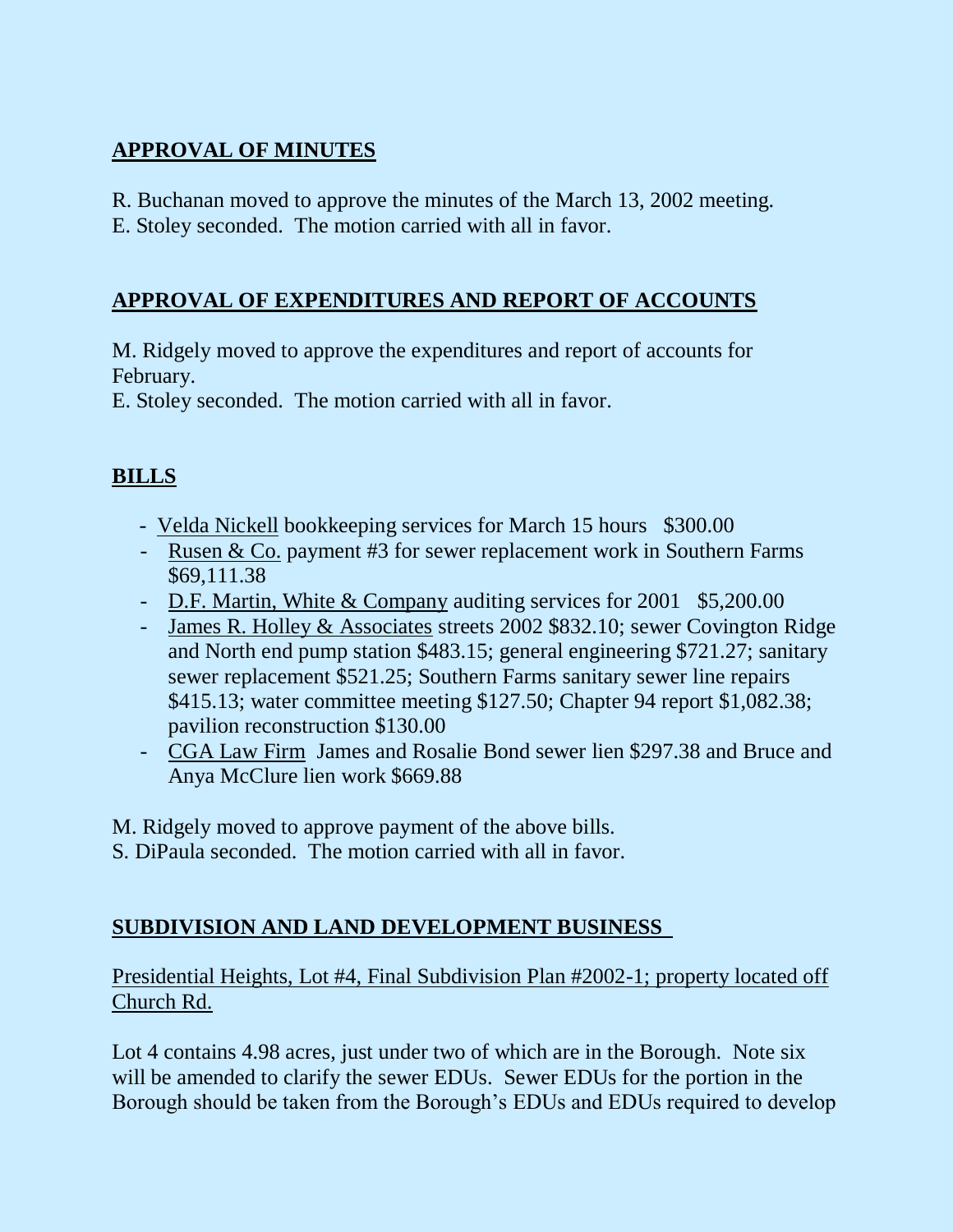## APPROVAL OF MINUTES

R. Buchanan moved to approve the minutes of the March 13, 2002 meeting.
E. Stoley seconded. The motion carried with all in favor.

## APPROVAL OF EXPENDITURES AND REPORT OF ACCOUNTS

M. Ridgely moved to approve the expenditures and report of accounts for February.
E. Stoley seconded. The motion carried with all in favor.

## BILLS

- Velda Nickell bookkeeping services for March 15 hours $300.00
- Rusen & Co. payment #3 for sewer replacement work in Southern Farms $69,111.38
- D.F. Martin, White & Company auditing services for 2001 $5,200.00
- James R. Holley & Associates streets 2002 $832.10; sewer Covington Ridge and North end pump station $483.15; general engineering $721.27; sanitary sewer replacement $521.25; Southern Farms sanitary sewer line repairs $415.13; water committee meeting $127.50; Chapter 94 report $1,082.38; pavilion reconstruction $130.00
- CGA Law Firm James and Rosalie Bond sewer lien $297.38 and Bruce and Anya McClure lien work $669.88

M. Ridgely moved to approve payment of the above bills.
S. DiPaula seconded. The motion carried with all in favor.

## SUBDIVISION AND LAND DEVELOPMENT BUSINESS

Presidential Heights, Lot #4, Final Subdivision Plan #2002-1; property located off Church Rd.

Lot 4 contains 4.98 acres, just under two of which are in the Borough. Note six will be amended to clarify the sewer EDUs. Sewer EDUs for the portion in the Borough should be taken from the Borough's EDUs and EDUs required to develop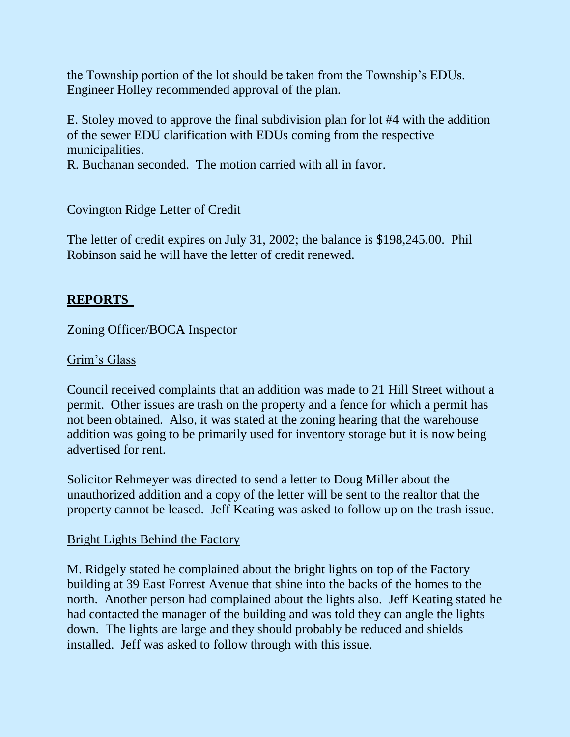the Township portion of the lot should be taken from the Township's EDUs. Engineer Holley recommended approval of the plan.

E. Stoley moved to approve the final subdivision plan for lot #4 with the addition of the sewer EDU clarification with EDUs coming from the respective municipalities.
R. Buchanan seconded. The motion carried with all in favor.

Covington Ridge Letter of Credit

The letter of credit expires on July 31, 2002; the balance is $198,245.00. Phil Robinson said he will have the letter of credit renewed.

## REPORTS

Zoning Officer/BOCA Inspector

Grim's Glass

Council received complaints that an addition was made to 21 Hill Street without a permit. Other issues are trash on the property and a fence for which a permit has not been obtained. Also, it was stated at the zoning hearing that the warehouse addition was going to be primarily used for inventory storage but it is now being advertised for rent.

Solicitor Rehmeyer was directed to send a letter to Doug Miller about the unauthorized addition and a copy of the letter will be sent to the realtor that the property cannot be leased. Jeff Keating was asked to follow up on the trash issue.

Bright Lights Behind the Factory

M. Ridgely stated he complained about the bright lights on top of the Factory building at 39 East Forrest Avenue that shine into the backs of the homes to the north. Another person had complained about the lights also. Jeff Keating stated he had contacted the manager of the building and was told they can angle the lights down. The lights are large and they should probably be reduced and shields installed. Jeff was asked to follow through with this issue.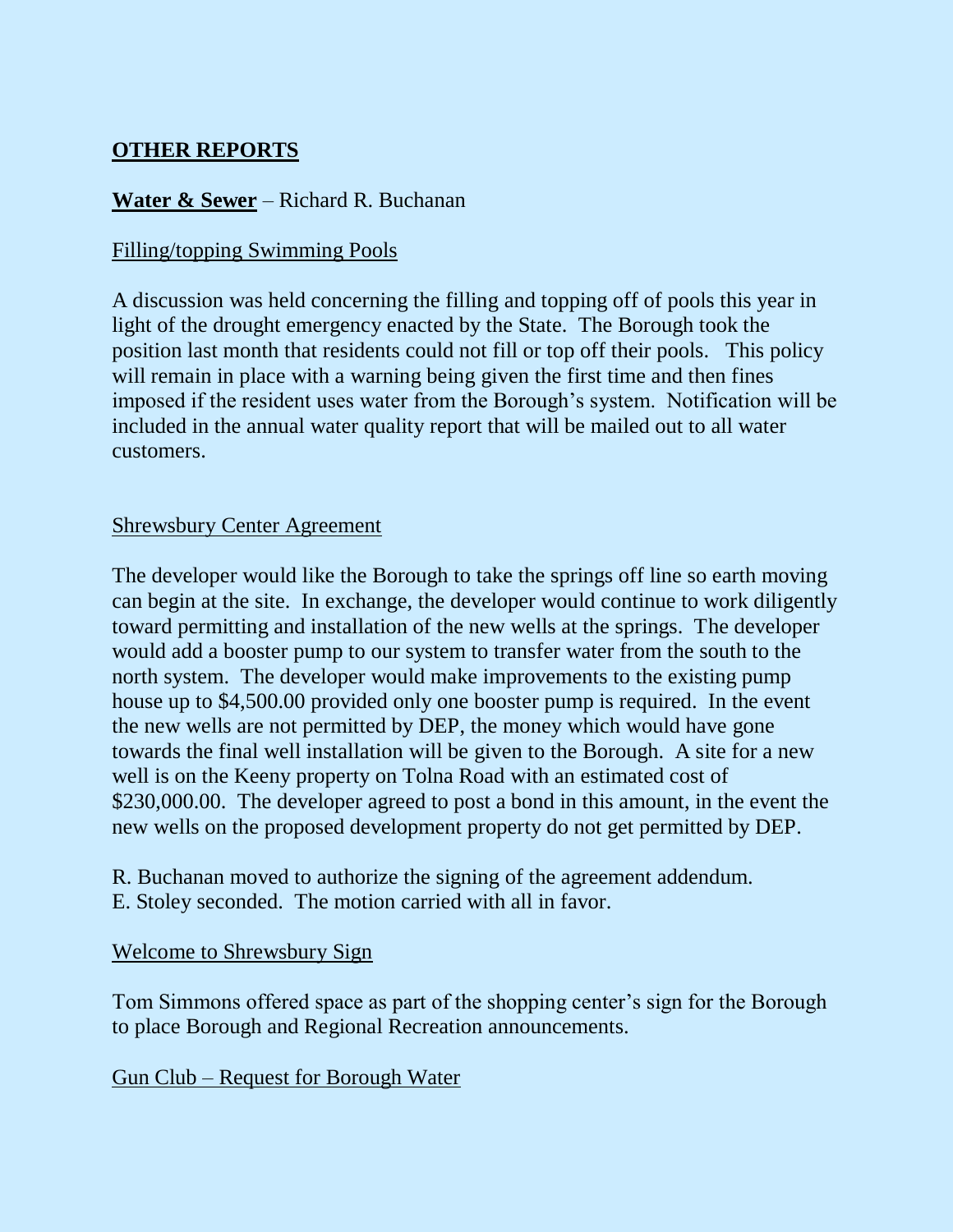## OTHER REPORTS

**Water & Sewer** – Richard R. Buchanan

Filling/topping Swimming Pools

A discussion was held concerning the filling and topping off of pools this year in light of the drought emergency enacted by the State. The Borough took the position last month that residents could not fill or top off their pools. This policy will remain in place with a warning being given the first time and then fines imposed if the resident uses water from the Borough's system. Notification will be included in the annual water quality report that will be mailed out to all water customers.

Shrewsbury Center Agreement

The developer would like the Borough to take the springs off line so earth moving can begin at the site. In exchange, the developer would continue to work diligently toward permitting and installation of the new wells at the springs. The developer would add a booster pump to our system to transfer water from the south to the north system. The developer would make improvements to the existing pump house up to $4,500.00 provided only one booster pump is required. In the event the new wells are not permitted by DEP, the money which would have gone towards the final well installation will be given to the Borough. A site for a new well is on the Keeny property on Tolna Road with an estimated cost of $230,000.00. The developer agreed to post a bond in this amount, in the event the new wells on the proposed development property do not get permitted by DEP.

R. Buchanan moved to authorize the signing of the agreement addendum.
E. Stoley seconded. The motion carried with all in favor.

Welcome to Shrewsbury Sign

Tom Simmons offered space as part of the shopping center's sign for the Borough to place Borough and Regional Recreation announcements.

Gun Club – Request for Borough Water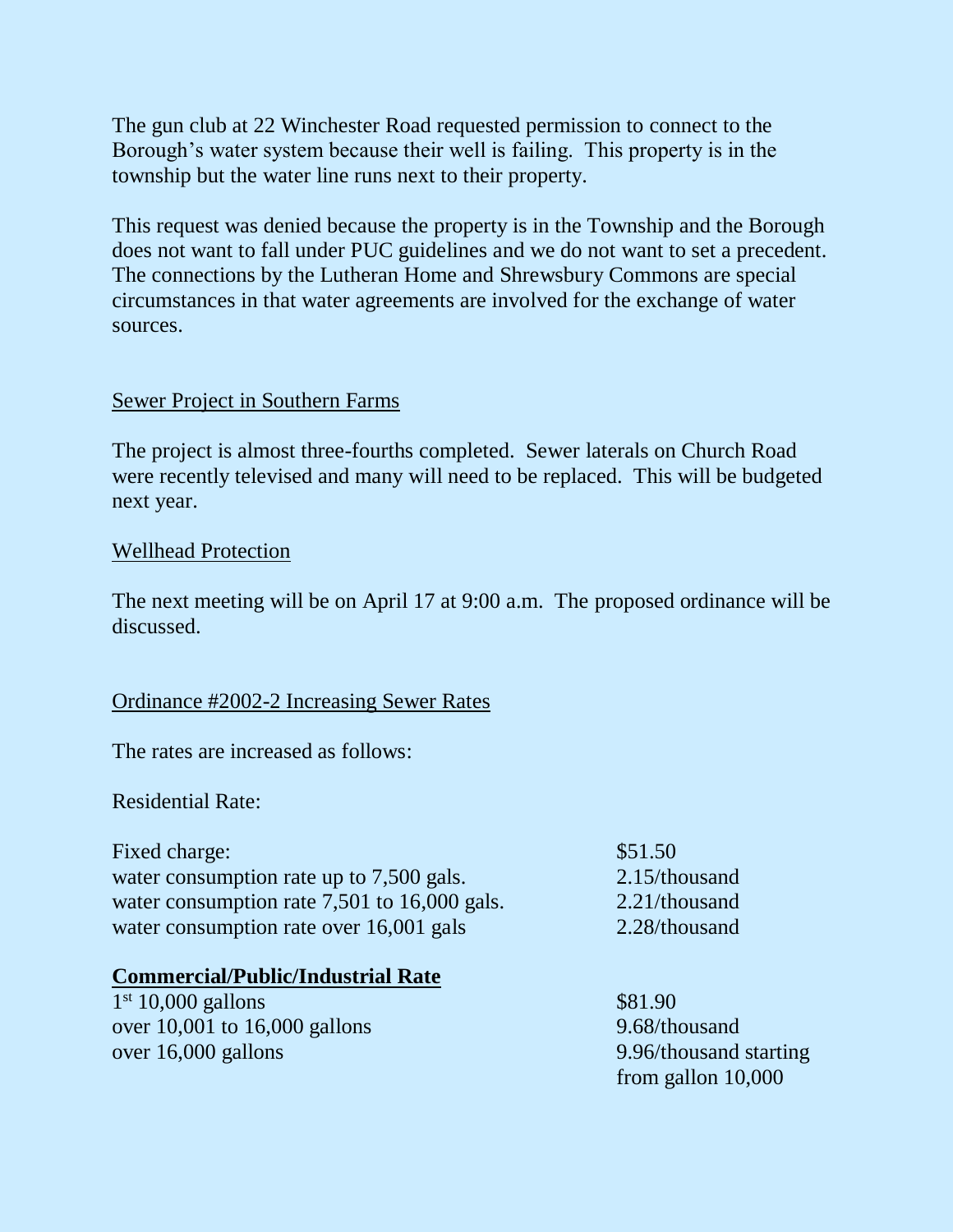The gun club at 22 Winchester Road requested permission to connect to the Borough's water system because their well is failing. This property is in the township but the water line runs next to their property.

This request was denied because the property is in the Township and the Borough does not want to fall under PUC guidelines and we do not want to set a precedent. The connections by the Lutheran Home and Shrewsbury Commons are special circumstances in that water agreements are involved for the exchange of water sources.

## Sewer Project in Southern Farms

The project is almost three-fourths completed. Sewer laterals on Church Road were recently televised and many will need to be replaced. This will be budgeted next year.

## Wellhead Protection

The next meeting will be on April 17 at 9:00 a.m. The proposed ordinance will be discussed.

## Ordinance #2002-2 Increasing Sewer Rates

The rates are increased as follows:

Residential Rate:

| | |
|---|---|
| Fixed charge: | $51.50 |
| water consumption rate up to 7,500 gals. | 2.15/thousand |
| water consumption rate 7,501 to 16,000 gals. | 2.21/thousand |
| water consumption rate over 16,001 gals | 2.28/thousand |

**Commercial/Public/Industrial Rate**

| | |
|---|---|
| 1st 10,000 gallons | $81.90 |
| over 10,001 to 16,000 gallons | 9.68/thousand |
| over 16,000 gallons | 9.96/thousand starting from gallon 10,000 |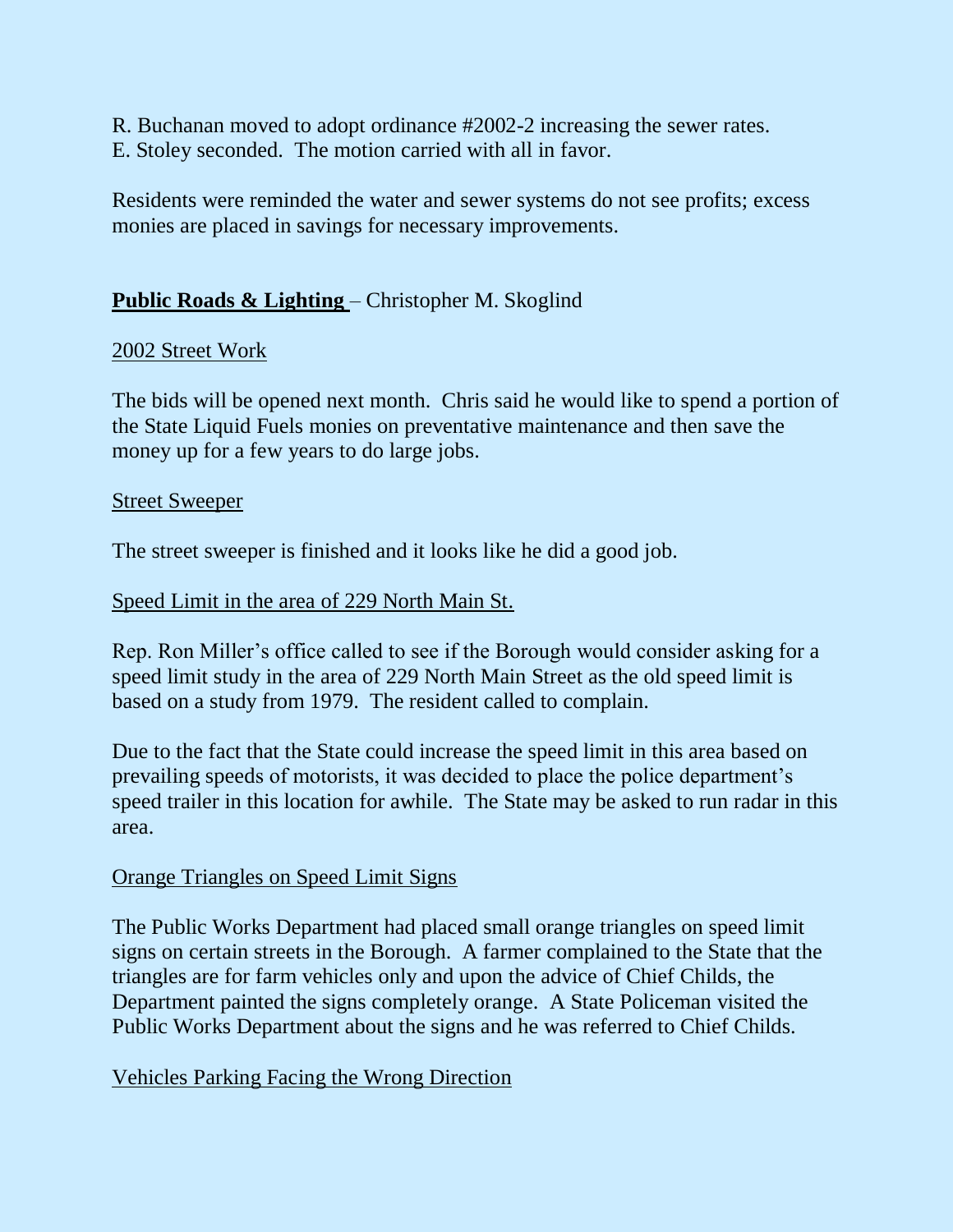R. Buchanan moved to adopt ordinance #2002-2 increasing the sewer rates.
E. Stoley seconded. The motion carried with all in favor.

Residents were reminded the water and sewer systems do not see profits; excess monies are placed in savings for necessary improvements.

**Public Roads & Lighting** – Christopher M. Skoglind

2002 Street Work

The bids will be opened next month. Chris said he would like to spend a portion of the State Liquid Fuels monies on preventative maintenance and then save the money up for a few years to do large jobs.

Street Sweeper

The street sweeper is finished and it looks like he did a good job.

Speed Limit in the area of 229 North Main St.

Rep. Ron Miller's office called to see if the Borough would consider asking for a speed limit study in the area of 229 North Main Street as the old speed limit is based on a study from 1979. The resident called to complain.

Due to the fact that the State could increase the speed limit in this area based on prevailing speeds of motorists, it was decided to place the police department's speed trailer in this location for awhile. The State may be asked to run radar in this area.

Orange Triangles on Speed Limit Signs

The Public Works Department had placed small orange triangles on speed limit signs on certain streets in the Borough. A farmer complained to the State that the triangles are for farm vehicles only and upon the advice of Chief Childs, the Department painted the signs completely orange. A State Policeman visited the Public Works Department about the signs and he was referred to Chief Childs.

Vehicles Parking Facing the Wrong Direction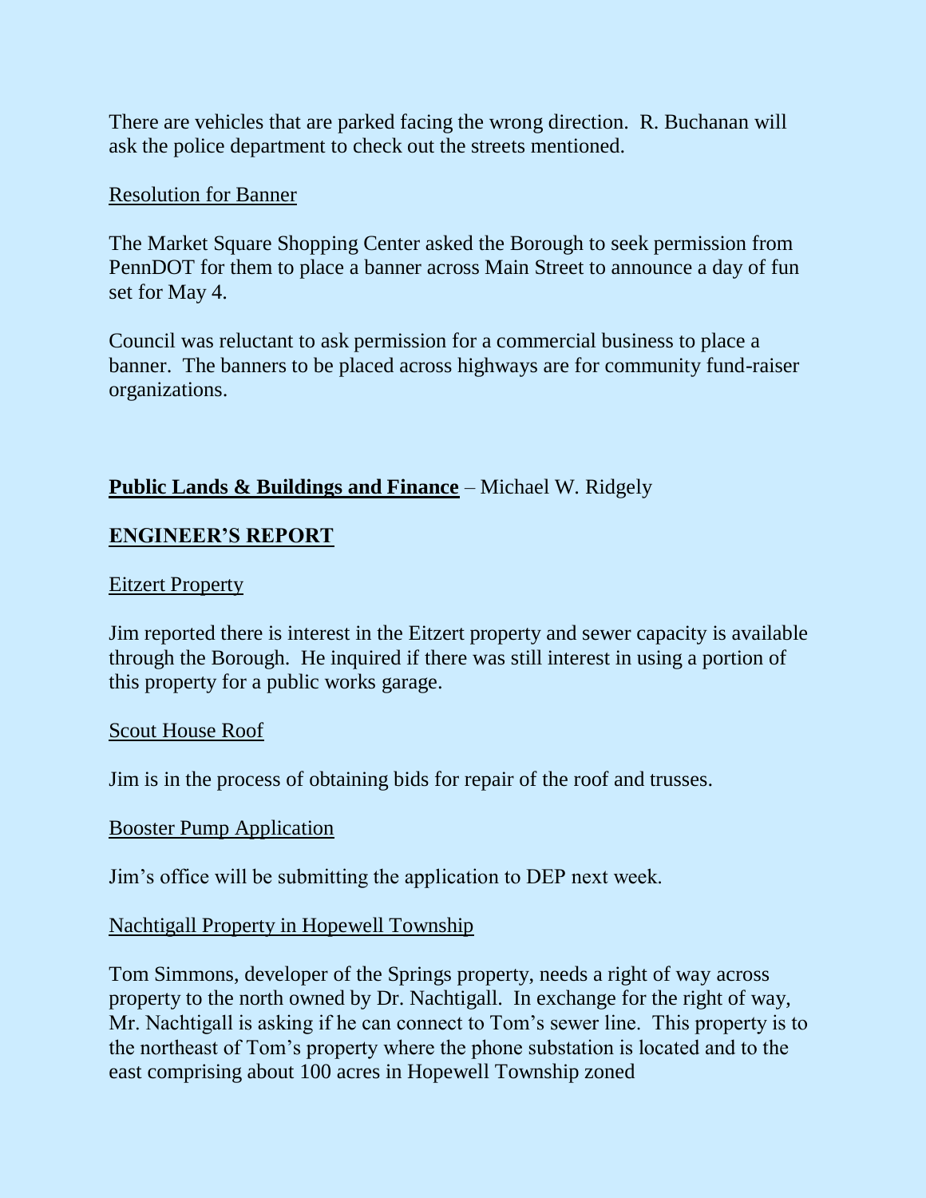There are vehicles that are parked facing the wrong direction. R. Buchanan will ask the police department to check out the streets mentioned.

Resolution for Banner

The Market Square Shopping Center asked the Borough to seek permission from PennDOT for them to place a banner across Main Street to announce a day of fun set for May 4.

Council was reluctant to ask permission for a commercial business to place a banner. The banners to be placed across highways are for community fund-raiser organizations.

**Public Lands & Buildings and Finance** – Michael W. Ridgely

## ENGINEER'S REPORT

Eitzert Property

Jim reported there is interest in the Eitzert property and sewer capacity is available through the Borough. He inquired if there was still interest in using a portion of this property for a public works garage.

Scout House Roof

Jim is in the process of obtaining bids for repair of the roof and trusses.

Booster Pump Application

Jim's office will be submitting the application to DEP next week.

Nachtigall Property in Hopewell Township

Tom Simmons, developer of the Springs property, needs a right of way across property to the north owned by Dr. Nachtigall. In exchange for the right of way, Mr. Nachtigall is asking if he can connect to Tom's sewer line. This property is to the northeast of Tom's property where the phone substation is located and to the east comprising about 100 acres in Hopewell Township zoned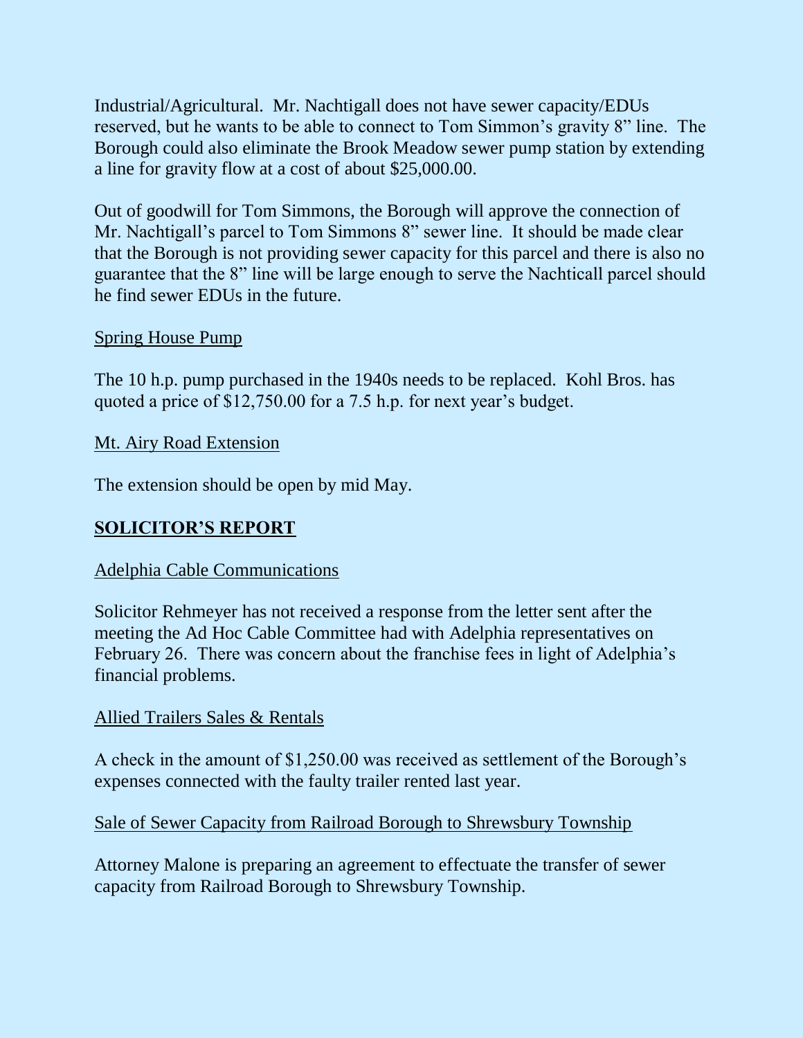Industrial/Agricultural. Mr. Nachtigall does not have sewer capacity/EDUs reserved, but he wants to be able to connect to Tom Simmon's gravity 8" line. The Borough could also eliminate the Brook Meadow sewer pump station by extending a line for gravity flow at a cost of about $25,000.00.

Out of goodwill for Tom Simmons, the Borough will approve the connection of Mr. Nachtigall's parcel to Tom Simmons 8" sewer line. It should be made clear that the Borough is not providing sewer capacity for this parcel and there is also no guarantee that the 8" line will be large enough to serve the Nachticall parcel should he find sewer EDUs in the future.

<u>Spring House Pump</u>

The 10 h.p. pump purchased in the 1940s needs to be replaced. Kohl Bros. has quoted a price of $12,750.00 for a 7.5 h.p. for next year's budget.

<u>Mt. Airy Road Extension</u>

The extension should be open by mid May.

## SOLICITOR'S REPORT

<u>Adelphia Cable Communications</u>

Solicitor Rehmeyer has not received a response from the letter sent after the meeting the Ad Hoc Cable Committee had with Adelphia representatives on February 26. There was concern about the franchise fees in light of Adelphia's financial problems.

<u>Allied Trailers Sales & Rentals</u>

A check in the amount of $1,250.00 was received as settlement of the Borough's expenses connected with the faulty trailer rented last year.

<u>Sale of Sewer Capacity from Railroad Borough to Shrewsbury Township</u>

Attorney Malone is preparing an agreement to effectuate the transfer of sewer capacity from Railroad Borough to Shrewsbury Township.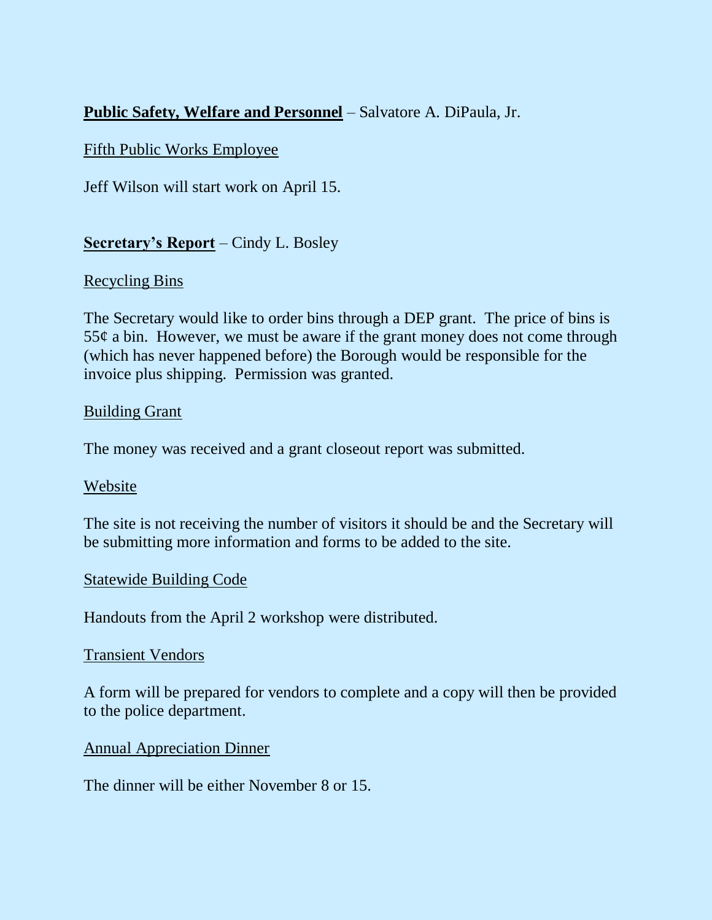**Public Safety, Welfare and Personnel** – Salvatore A. DiPaula, Jr.

Fifth Public Works Employee

Jeff Wilson will start work on April 15.

**Secretary's Report** – Cindy L. Bosley

Recycling Bins

The Secretary would like to order bins through a DEP grant. The price of bins is 55¢ a bin. However, we must be aware if the grant money does not come through (which has never happened before) the Borough would be responsible for the invoice plus shipping. Permission was granted.

Building Grant

The money was received and a grant closeout report was submitted.

Website

The site is not receiving the number of visitors it should be and the Secretary will be submitting more information and forms to be added to the site.

Statewide Building Code

Handouts from the April 2 workshop were distributed.

Transient Vendors

A form will be prepared for vendors to complete and a copy will then be provided to the police department.

Annual Appreciation Dinner

The dinner will be either November 8 or 15.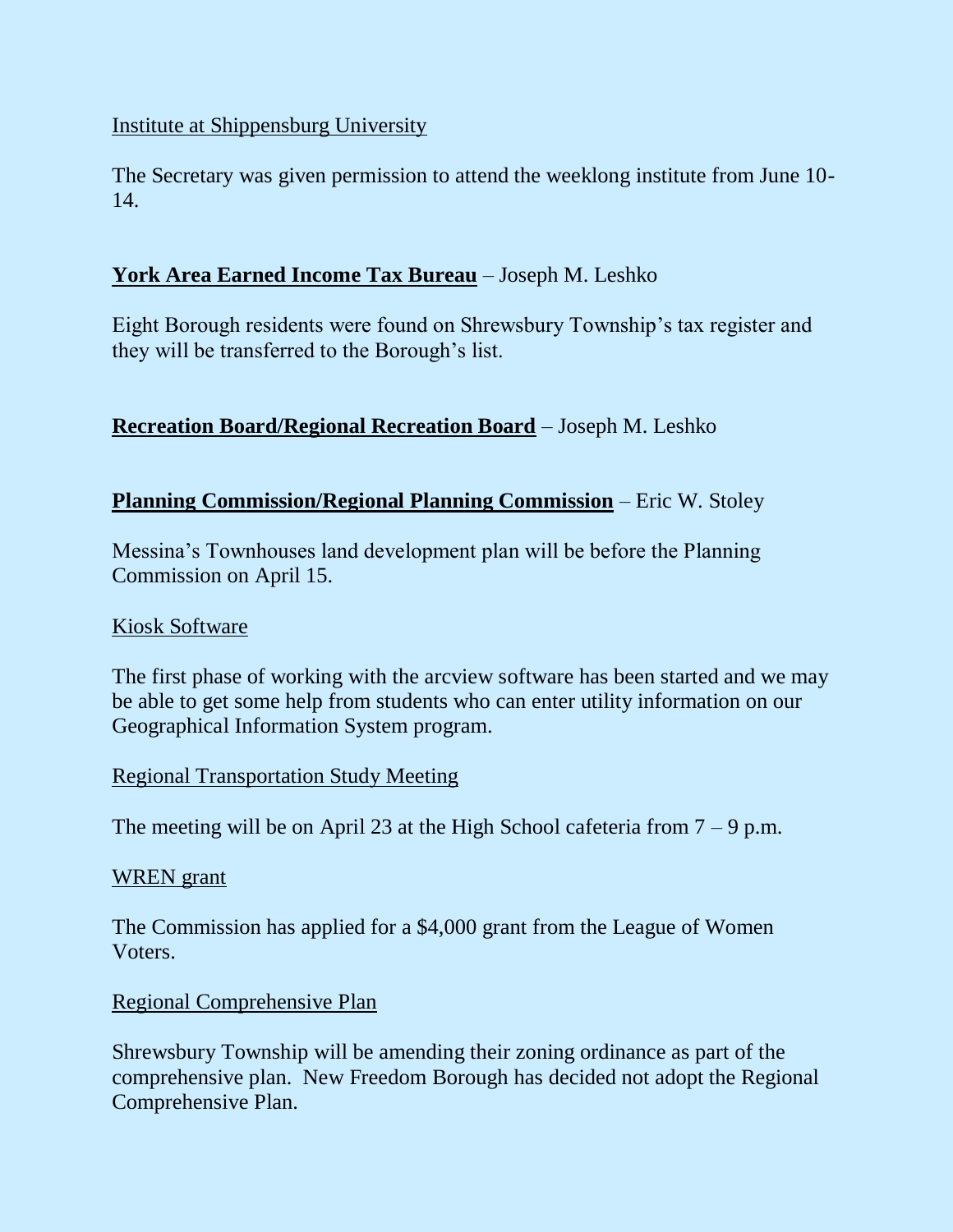Institute at Shippensburg University

The Secretary was given permission to attend the weeklong institute from June 10-14.

**York Area Earned Income Tax Bureau** – Joseph M. Leshko

Eight Borough residents were found on Shrewsbury Township's tax register and they will be transferred to the Borough's list.

**Recreation Board/Regional Recreation Board** – Joseph M. Leshko

**Planning Commission/Regional Planning Commission** – Eric W. Stoley

Messina's Townhouses land development plan will be before the Planning Commission on April 15.

Kiosk Software

The first phase of working with the arcview software has been started and we may be able to get some help from students who can enter utility information on our Geographical Information System program.

Regional Transportation Study Meeting

The meeting will be on April 23 at the High School cafeteria from 7 – 9 p.m.

WREN grant

The Commission has applied for a $4,000 grant from the League of Women Voters.

Regional Comprehensive Plan

Shrewsbury Township will be amending their zoning ordinance as part of the comprehensive plan. New Freedom Borough has decided not adopt the Regional Comprehensive Plan.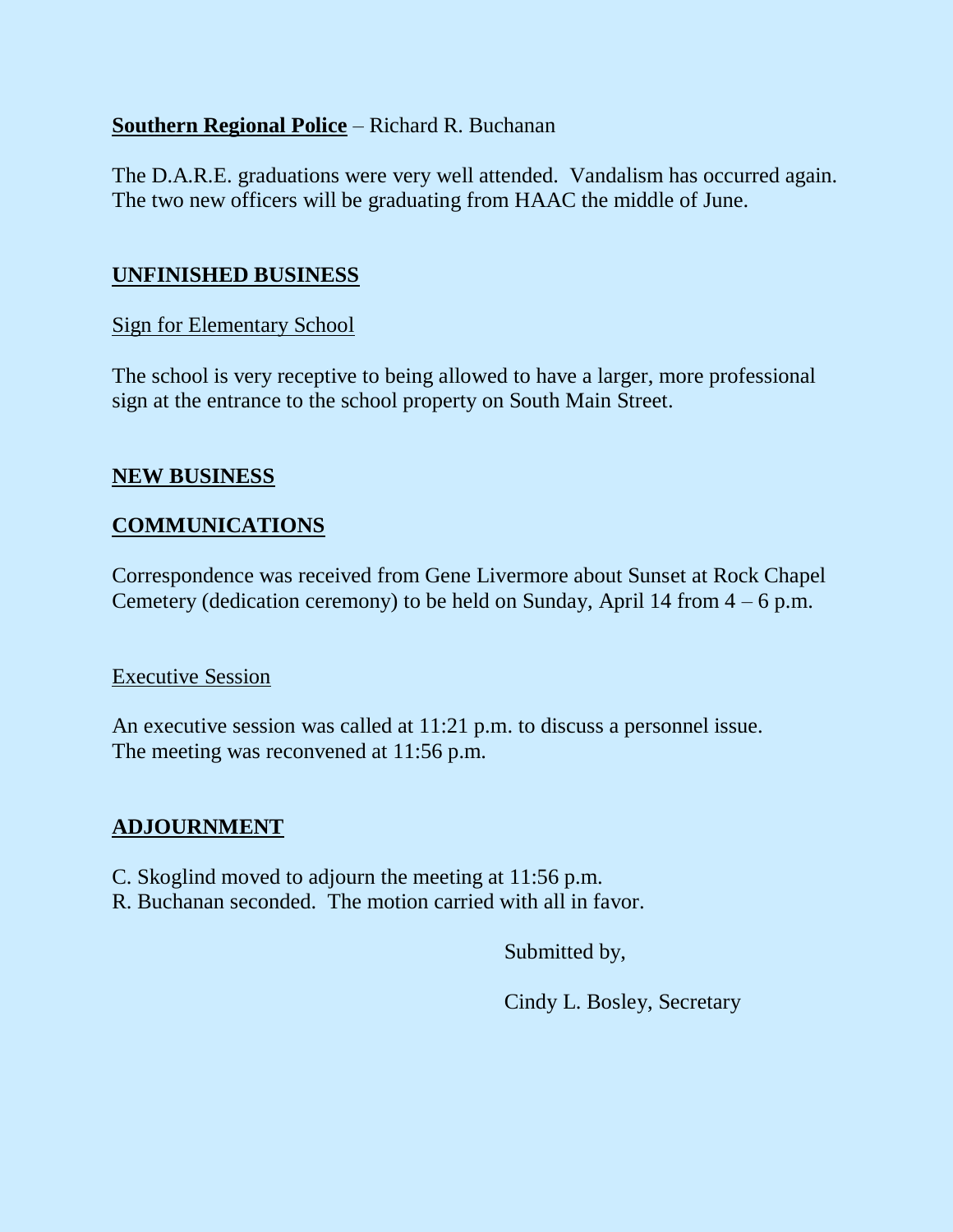**Southern Regional Police** – Richard R. Buchanan

The D.A.R.E. graduations were very well attended. Vandalism has occurred again. The two new officers will be graduating from HAAC the middle of June.

## UNFINISHED BUSINESS

Sign for Elementary School

The school is very receptive to being allowed to have a larger, more professional sign at the entrance to the school property on South Main Street.

## NEW BUSINESS

## COMMUNICATIONS

Correspondence was received from Gene Livermore about Sunset at Rock Chapel Cemetery (dedication ceremony) to be held on Sunday, April 14 from 4 – 6 p.m.

Executive Session

An executive session was called at 11:21 p.m. to discuss a personnel issue. The meeting was reconvened at 11:56 p.m.

## ADJOURNMENT

C. Skoglind moved to adjourn the meeting at 11:56 p.m.
R. Buchanan seconded. The motion carried with all in favor.

Submitted by,

Cindy L. Bosley, Secretary